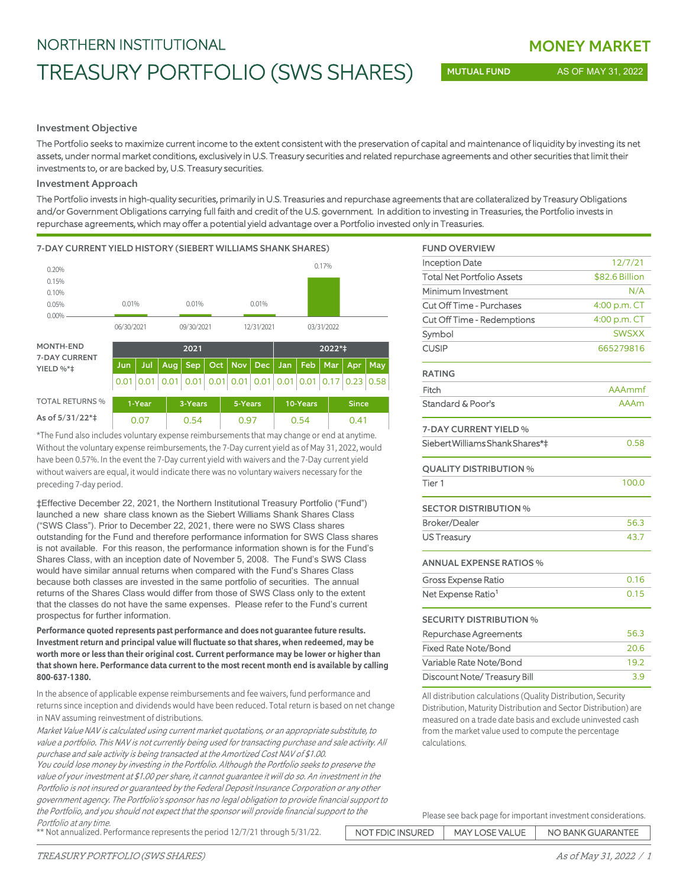# NORTHERN INSTITUTIONAL

# TREASURY PORTFOLIO (SWS SHARES)

**MONEY MARKET**

**MUTUAL FUND** AS OF MAY 31, 2022

## Investment Objective

The Portfolio seeks to maximize current income to the extent consistent with the preservation of capital and maintenance of liquidity by investing its net assets, under normal market conditions, exclusively in U.S. Treasury securities and related repurchase agreements and other securities that limit their investments to, or are backed by, U.S. Treasury securities.

## Investment Approach

The Portfolio invests in high-quality securities, primarily in U.S. Treasuries and repurchase agreements that are collateralized by Treasury Obligations and/or Government Obligations carrying full faith and credit of the U.S. government. In addition to investing in Treasuries, the Portfolio invests in repurchase agreements, which may offer a potential yield advantage over a Portfolio invested only in Treasuries.

### 7-DAY CURRENT YIELD HISTORY (SIEBERT WILLIAMS SHANK SHARES)

| Date | Yield |
|---|---|
| 06/30/2021 | 0.01% |
| 09/30/2021 | 0.01% |
| 12/31/2021 | 0.01% |
| 03/31/2022 | 0.17% |

| MONTH-END 7-DAY CURRENT YIELD %*‡ | 2021 | | | | | | | 2022*‡ | | | | |
|---|---|---|---|---|---|---|---|---|---|---|---|---|
| | Jun | Jul | Aug | Sep | Oct | Nov | Dec | Jan | Feb | Mar | Apr | May |
| | 0.01 | 0.01 | 0.01 | 0.01 | 0.01 | 0.01 | 0.01 | 0.01 | 0.01 | 0.17 | 0.23 | 0.58 |

| TOTAL RETURNS % | 1-Year | 3-Years | 5-Years | 10-Years | Since |
|---|---|---|---|---|---|
| As of 5/31/22*‡ | 0.07 | 0.54 | 0.97 | 0.54 | 0.41 |

*The Fund also includes voluntary expense reimbursements that may change or end at anytime. Without the voluntary expense reimbursements, the 7-Day current yield as of May 31, 2022, would have been 0.57%. In the event the 7-Day current yield with waivers and the 7-Day current yield without waivers are equal, it would indicate there was no voluntary waivers necessary for the preceding 7-day period.

‡Effective December 22, 2021, the Northern Institutional Treasury Portfolio ("Fund") launched a new share class known as the Siebert Williams Shank Shares Class ("SWS Class"). Prior to December 22, 2021, there were no SWS Class shares outstanding for the Fund and therefore performance information for SWS Class shares is not available. For this reason, the performance information shown is for the Fund's Shares Class, with an inception date of November 5, 2008. The Fund's SWS Class would have similar annual returns when compared with the Fund's Shares Class because both classes are invested in the same portfolio of securities. The annual returns of the Shares Class would differ from those of SWS Class only to the extent that the classes do not have the same expenses. Please refer to the Fund's current prospectus for further information.

**Performance quoted represents past performance and does not guarantee future results. Investment return and principal value will fluctuate so that shares, when redeemed, may be worth more or less than their original cost. Current performance may be lower or higher than that shown here. Performance data current to the most recent month end is available by calling 800-637-1380.**

In the absence of applicable expense reimbursements and fee waivers, fund performance and returns since inception and dividends would have been reduced. Total return is based on net change in NAV assuming reinvestment of distributions.

*Market Value NAV is calculated using current market quotations, or an appropriate substitute, to value a portfolio. This NAV is not currently being used for transacting purchase and sale activity. All purchase and sale activity is being transacted at the Amortized Cost NAV of $1.00.*

*You could lose money by investing in the Portfolio. Although the Portfolio seeks to preserve the value of your investment at $1.00 per share, it cannot guarantee it will do so. An investment in the Portfolio is not insured or guaranteed by the Federal Deposit Insurance Corporation or any other government agency. The Portfolio's sponsor has no legal obligation to provide financial support to the Portfolio, and you should not expect that the sponsor will provide financial support to the Portfolio at any time.*

** Not annualized. Performance represents the period 12/7/21 through 5/31/22.

### FUND OVERVIEW

| | |
|---|---|
| Inception Date | 12/7/21 |
| Total Net Portfolio Assets | $82.6 Billion |
| Minimum Investment | N/A |
| Cut Off Time - Purchases | 4:00 p.m. CT |
| Cut Off Time - Redemptions | 4:00 p.m. CT |
| Symbol | SWSXX |
| CUSIP | 665279816 |

### RATING

| | |
|---|---|
| Fitch | AAAmmf |
| Standard & Poor's | AAAm |

### 7-DAY CURRENT YIELD %

| | |
|---|---|
| Siebert Williams Shank Shares*‡ | 0.58 |

### QUALITY DISTRIBUTION %

| | |
|---|---|
| Tier 1 | 100.0 |

### SECTOR DISTRIBUTION %

| | |
|---|---|
| Broker/Dealer | 56.3 |
| US Treasury | 43.7 |

### ANNUAL EXPENSE RATIOS %

| | |
|---|---|
| Gross Expense Ratio | 0.16 |
| Net Expense Ratio[1] | 0.15 |

### SECURITY DISTRIBUTION %

| | |
|---|---|
| Repurchase Agreements | 56.3 |
| Fixed Rate Note/Bond | 20.6 |
| Variable Rate Note/Bond | 19.2 |
| Discount Note/ Treasury Bill | 3.9 |

All distribution calculations (Quality Distribution, Security Distribution, Maturity Distribution and Sector Distribution) are measured on a trade date basis and exclude uninvested cash from the market value used to compute the percentage calculations.

Please see back page for important investment considerations.

| NOT FDIC INSURED | MAY LOSE VALUE | NO BANK GUARANTEE |
|---|---|---|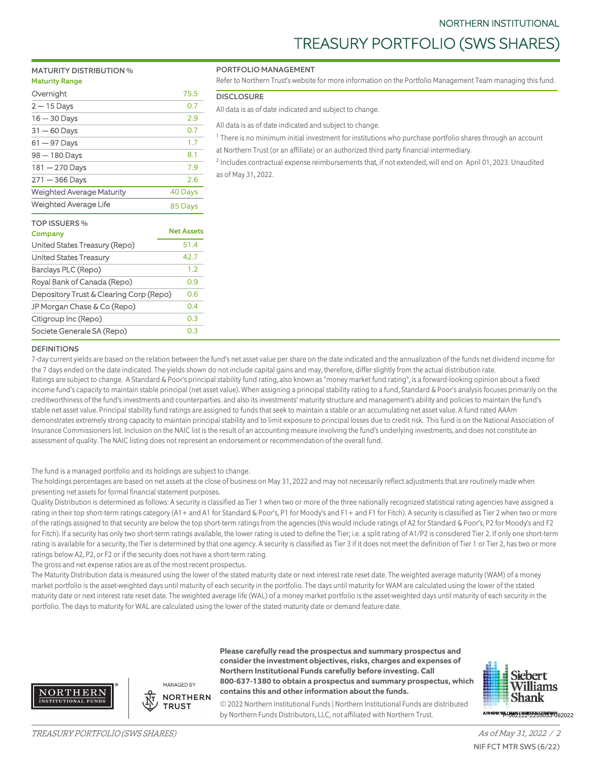NORTHERN INSTITUTIONAL

# TREASURY PORTFOLIO (SWS SHARES)

## MATURITY DISTRIBUTION %

| Maturity Range | |
|---|---|
| Overnight | 75.5 |
| 2 — 15 Days | 0.7 |
| 16 — 30 Days | 2.9 |
| 31 — 60 Days | 0.7 |
| 61 — 97 Days | 1.7 |
| 98 — 180 Days | 8.1 |
| 181 — 270 Days | 7.9 |
| 271 — 366 Days | 2.6 |
| Weighted Average Maturity | 40 Days |
| Weighted Average Life | 85 Days |

## TOP ISSUERS %

| Company | Net Assets |
|---|---|
| United States Treasury (Repo) | 51.4 |
| United States Treasury | 42.7 |
| Barclays PLC (Repo) | 1.2 |
| Royal Bank of Canada (Repo) | 0.9 |
| Depository Trust & Clearing Corp (Repo) | 0.6 |
| JP Morgan Chase & Co (Repo) | 0.4 |
| Citigroup Inc (Repo) | 0.3 |
| Societe Generale SA (Repo) | 0.3 |

## PORTFOLIO MANAGEMENT

Refer to Northern Trust's website for more information on the Portfolio Management Team managing this fund.

## DISCLOSURE

All data is as of date indicated and subject to change.

All data is as of date indicated and subject to change.

[1] There is no minimum initial investment for institutions who purchase portfolio shares through an account at Northern Trust (or an affiliate) or an authorized third party financial intermediary.

[2] Includes contractual expense reimbursements that, if not extended, will end on April 01, 2023. Unaudited as of May 31, 2022.

## DEFINITIONS

7-day current yields are based on the relation between the fund's net asset value per share on the date indicated and the annualization of the funds net dividend income for the 7 days ended on the date indicated. The yields shown do not include capital gains and may, therefore, differ slightly from the actual distribution rate.

Ratings are subject to change. A Standard & Poor's principal stability fund rating, also known as "money market fund rating", is a forward-looking opinion about a fixed income fund's capacity to maintain stable principal (net asset value). When assigning a principal stability rating to a fund, Standard & Poor's analysis focuses primarily on the creditworthiness of the fund's investments and counterparties. and also its investments' maturity structure and management's ability and policies to maintain the fund's stable net asset value. Principal stability fund ratings are assigned to funds that seek to maintain a stable or an accumulating net asset value. A fund rated AAAm demonstrates extremely strong capacity to maintain principal stability and to limit exposure to principal losses due to credit risk. This fund is on the National Association of Insurance Commissioners list. Inclusion on the NAIC list is the result of an accounting measure involving the fund's underlying investments, and does not constitute an assessment of quality. The NAIC listing does not represent an endorsement or recommendation of the overall fund.

The fund is a managed portfolio and its holdings are subject to change.

The holdings percentages are based on net assets at the close of business on May 31, 2022 and may not necessarily reflect adjustments that are routinely made when presenting net assets for formal financial statement purposes.

Quality Distribution is determined as follows: A security is classified as Tier 1 when two or more of the three nationally recognized statistical rating agencies have assigned a rating in their top short-term ratings category (A1+ and A1 for Standard & Poor's, P1 for Moody's and F1+ and F1 for Fitch). A security is classified as Tier 2 when two or more of the ratings assigned to that security are below the top short-term ratings from the agencies (this would include ratings of A2 for Standard & Poor's, P2 for Moody's and F2 for Fitch). If a security has only two short-term ratings available, the lower rating is used to define the Tier; i.e. a split rating of A1/P2 is considered Tier 2. If only one short-term rating is available for a security, the Tier is determined by that one agency. A security is classified as Tier 3 if it does not meet the definition of Tier 1 or Tier 2, has two or more ratings below A2, P2, or F2 or if the security does not have a short-term rating.

The gross and net expense ratios are as of the most recent prospectus.

The Maturity Distribution data is measured using the lower of the stated maturity date or next interest rate reset date. The weighted average maturity (WAM) of a money market portfolio is the asset-weighted days until maturity of each security in the portfolio. The days until maturity for WAM are calculated using the lower of the stated maturity date or next interest rate reset date. The weighted average life (WAL) of a money market portfolio is the asset-weighted days until maturity of each security in the portfolio. The days to maturity for WAL are calculated using the lower of the stated maturity date or demand feature date.

NORTHERN INSTITUTIONAL FUNDS

MANAGED BY NORTHERN TRUST

**Please carefully read the prospectus and summary prospectus and consider the investment objectives, risks, charges and expenses of Northern Institutional Funds carefully before investing. Call 800-637-1380 to obtain a prospectus and summary prospectus, which contains this and other information about the funds.**

© 2022 Northern Institutional Funds | Northern Institutional Funds are distributed by Northern Funds Distributors, LLC, not affiliated with Northern Trust.

Siebert Williams Shank

P-062122-2255033-082022

NIF FCT MTR SWS (6/22)